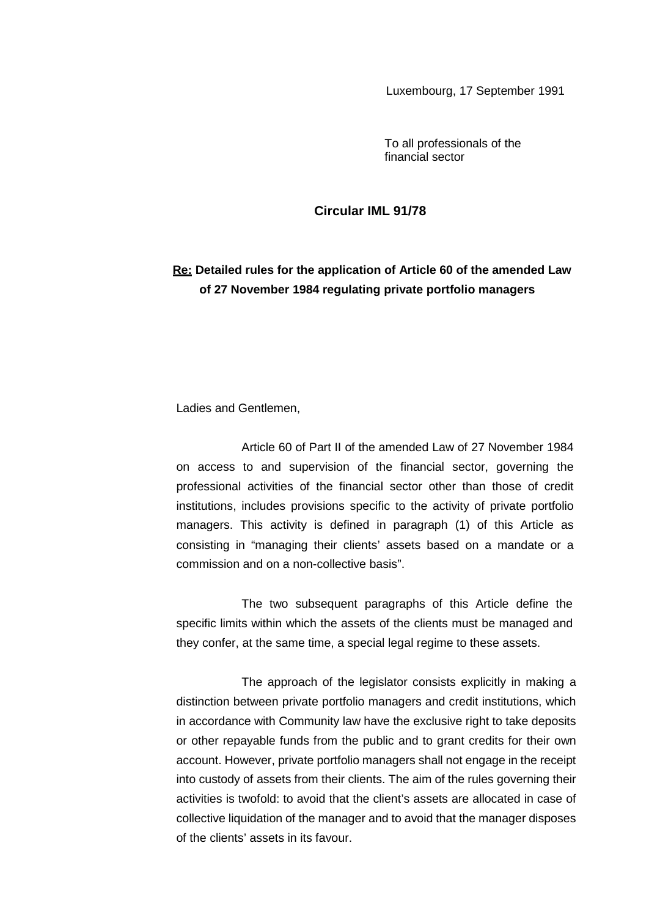Luxembourg, 17 September 1991

To all professionals of the financial sector

# Circular IML 91/78

**<u>Re:</u> Detailed rules for the application of Article 60 of the amended Law of 27 November 1984 regulating private portfolio managers**

Ladies and Gentlemen,

Article 60 of Part II of the amended Law of 27 November 1984 on access to and supervision of the financial sector, governing the professional activities of the financial sector other than those of credit institutions, includes provisions specific to the activity of private portfolio managers. This activity is defined in paragraph (1) of this Article as consisting in "managing their clients' assets based on a mandate or a commission and on a non-collective basis".

The two subsequent paragraphs of this Article define the specific limits within which the assets of the clients must be managed and they confer, at the same time, a special legal regime to these assets.

The approach of the legislator consists explicitly in making a distinction between private portfolio managers and credit institutions, which in accordance with Community law have the exclusive right to take deposits or other repayable funds from the public and to grant credits for their own account. However, private portfolio managers shall not engage in the receipt into custody of assets from their clients. The aim of the rules governing their activities is twofold: to avoid that the client's assets are allocated in case of collective liquidation of the manager and to avoid that the manager disposes of the clients' assets in its favour.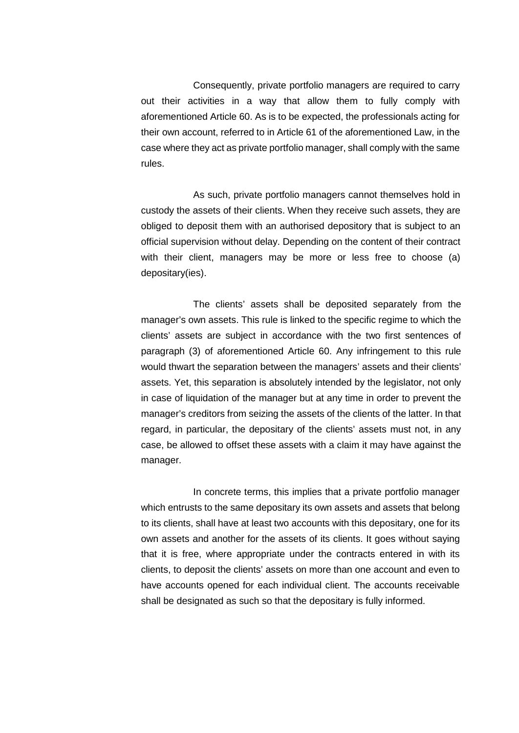Consequently, private portfolio managers are required to carry out their activities in a way that allow them to fully comply with aforementioned Article 60. As is to be expected, the professionals acting for their own account, referred to in Article 61 of the aforementioned Law, in the case where they act as private portfolio manager, shall comply with the same rules.

As such, private portfolio managers cannot themselves hold in custody the assets of their clients. When they receive such assets, they are obliged to deposit them with an authorised depository that is subject to an official supervision without delay. Depending on the content of their contract with their client, managers may be more or less free to choose (a) depositary(ies).

The clients' assets shall be deposited separately from the manager's own assets. This rule is linked to the specific regime to which the clients' assets are subject in accordance with the two first sentences of paragraph (3) of aforementioned Article 60. Any infringement to this rule would thwart the separation between the managers' assets and their clients' assets. Yet, this separation is absolutely intended by the legislator, not only in case of liquidation of the manager but at any time in order to prevent the manager's creditors from seizing the assets of the clients of the latter. In that regard, in particular, the depositary of the clients' assets must not, in any case, be allowed to offset these assets with a claim it may have against the manager.

In concrete terms, this implies that a private portfolio manager which entrusts to the same depositary its own assets and assets that belong to its clients, shall have at least two accounts with this depositary, one for its own assets and another for the assets of its clients. It goes without saying that it is free, where appropriate under the contracts entered in with its clients, to deposit the clients' assets on more than one account and even to have accounts opened for each individual client. The accounts receivable shall be designated as such so that the depositary is fully informed.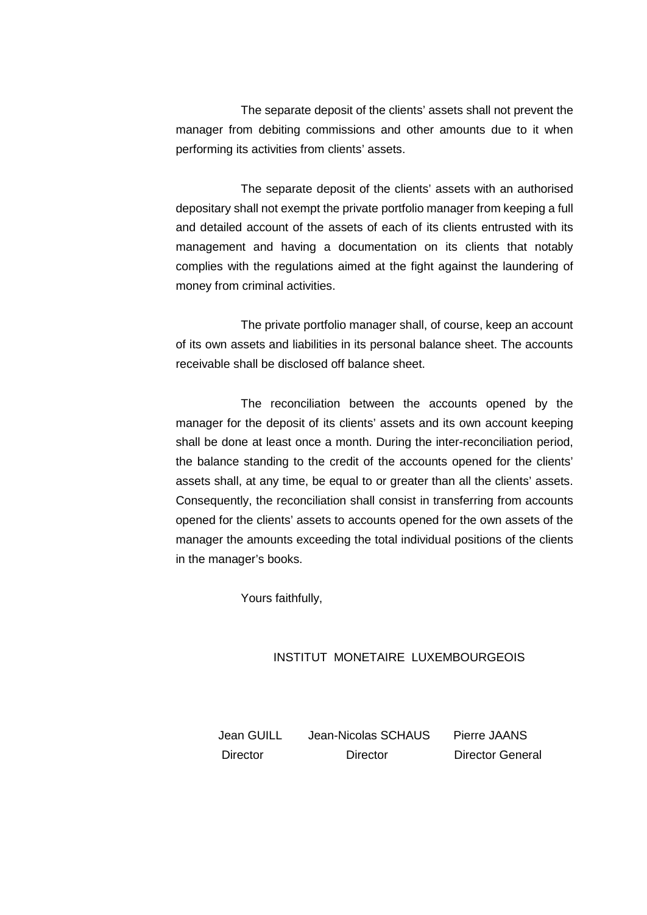The separate deposit of the clients' assets shall not prevent the manager from debiting commissions and other amounts due to it when performing its activities from clients' assets.

The separate deposit of the clients' assets with an authorised depositary shall not exempt the private portfolio manager from keeping a full and detailed account of the assets of each of its clients entrusted with its management and having a documentation on its clients that notably complies with the regulations aimed at the fight against the laundering of money from criminal activities.

The private portfolio manager shall, of course, keep an account of its own assets and liabilities in its personal balance sheet. The accounts receivable shall be disclosed off balance sheet.

The reconciliation between the accounts opened by the manager for the deposit of its clients' assets and its own account keeping shall be done at least once a month. During the inter-reconciliation period, the balance standing to the credit of the accounts opened for the clients' assets shall, at any time, be equal to or greater than all the clients' assets. Consequently, the reconciliation shall consist in transferring from accounts opened for the clients' assets to accounts opened for the own assets of the manager the amounts exceeding the total individual positions of the clients in the manager's books.

Yours faithfully,

INSTITUT MONETAIRE LUXEMBOURGEOIS

| | | |
|---|---|---|
| Jean GUILL | Jean-Nicolas SCHAUS | Pierre JAANS |
| Director | Director | Director General |